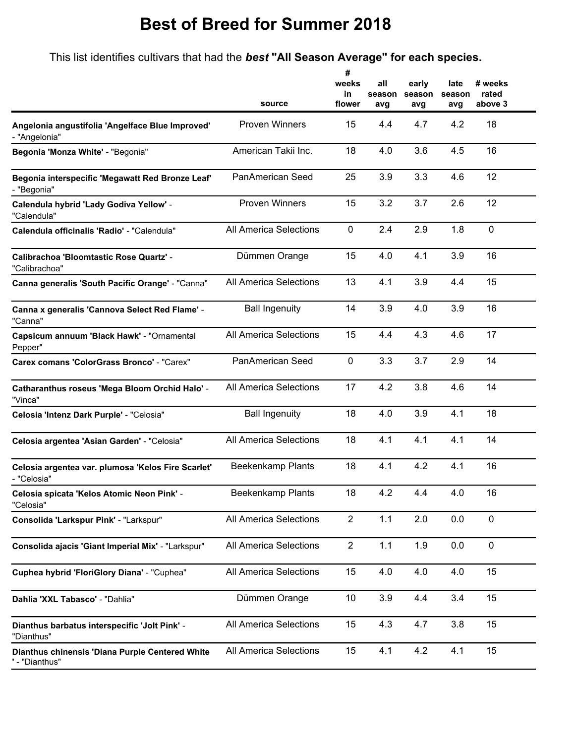# Best of Breed for Summer 2018

This list identifies cultivars that had the ***best*** **"All Season Average" for each species.**

| | source | # weeks in flower | all season avg | early season avg | late season avg | # weeks rated above 3 |
|---|---|---|---|---|---|---|
| **Angelonia angustifolia 'Angelface Blue Improved'** - "Angelonia" | Proven Winners | 15 | 4.4 | 4.7 | 4.2 | 18 |
| **Begonia 'Monza White'** - "Begonia" | American Takii Inc. | 18 | 4.0 | 3.6 | 4.5 | 16 |
| **Begonia interspecific 'Megawatt Red Bronze Leaf'** - "Begonia" | PanAmerican Seed | 25 | 3.9 | 3.3 | 4.6 | 12 |
| **Calendula hybrid 'Lady Godiva Yellow'** - "Calendula" | Proven Winners | 15 | 3.2 | 3.7 | 2.6 | 12 |
| **Calendula officinalis 'Radio'** - "Calendula" | All America Selections | 0 | 2.4 | 2.9 | 1.8 | 0 |
| **Calibrachoa 'Bloomtastic Rose Quartz'** - "Calibrachoa" | Dümmen Orange | 15 | 4.0 | 4.1 | 3.9 | 16 |
| **Canna generalis 'South Pacific Orange'** - "Canna" | All America Selections | 13 | 4.1 | 3.9 | 4.4 | 15 |
| **Canna x generalis 'Cannova Select Red Flame'** - "Canna" | Ball Ingenuity | 14 | 3.9 | 4.0 | 3.9 | 16 |
| **Capsicum annuum 'Black Hawk'** - "Ornamental Pepper" | All America Selections | 15 | 4.4 | 4.3 | 4.6 | 17 |
| **Carex comans 'ColorGrass Bronco'** - "Carex" | PanAmerican Seed | 0 | 3.3 | 3.7 | 2.9 | 14 |
| **Catharanthus roseus 'Mega Bloom Orchid Halo'** - "Vinca" | All America Selections | 17 | 4.2 | 3.8 | 4.6 | 14 |
| **Celosia 'Intenz Dark Purple'** - "Celosia" | Ball Ingenuity | 18 | 4.0 | 3.9 | 4.1 | 18 |
| **Celosia argentea 'Asian Garden'** - "Celosia" | All America Selections | 18 | 4.1 | 4.1 | 4.1 | 14 |
| **Celosia argentea var. plumosa 'Kelos Fire Scarlet'** - "Celosia" | Beekenkamp Plants | 18 | 4.1 | 4.2 | 4.1 | 16 |
| **Celosia spicata 'Kelos Atomic Neon Pink'** - "Celosia" | Beekenkamp Plants | 18 | 4.2 | 4.4 | 4.0 | 16 |
| **Consolida 'Larkspur Pink'** - "Larkspur" | All America Selections | 2 | 1.1 | 2.0 | 0.0 | 0 |
| **Consolida ajacis 'Giant Imperial Mix'** - "Larkspur" | All America Selections | 2 | 1.1 | 1.9 | 0.0 | 0 |
| **Cuphea hybrid 'FloriGlory Diana'** - "Cuphea" | All America Selections | 15 | 4.0 | 4.0 | 4.0 | 15 |
| **Dahlia 'XXL Tabasco'** - "Dahlia" | Dümmen Orange | 10 | 3.9 | 4.4 | 3.4 | 15 |
| **Dianthus barbatus interspecific 'Jolt Pink'** - "Dianthus" | All America Selections | 15 | 4.3 | 4.7 | 3.8 | 15 |
| **Dianthus chinensis 'Diana Purple Centered White '** - "Dianthus" | All America Selections | 15 | 4.1 | 4.2 | 4.1 | 15 |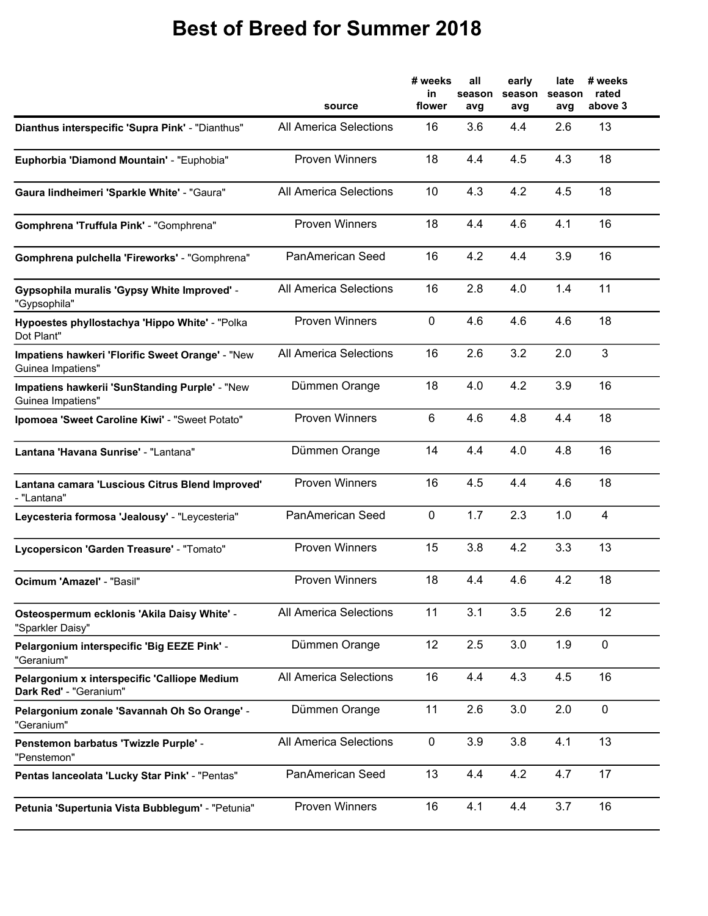# Best of Breed for Summer 2018

| | source | # weeks in flower | all season avg | early season avg | late season avg | # weeks rated above 3 |
|---|---|---|---|---|---|---|
| **Dianthus interspecific 'Supra Pink'** - "Dianthus" | All America Selections | 16 | 3.6 | 4.4 | 2.6 | 13 |
| **Euphorbia 'Diamond Mountain'** - "Euphobia" | Proven Winners | 18 | 4.4 | 4.5 | 4.3 | 18 |
| **Gaura lindheimeri 'Sparkle White'** - "Gaura" | All America Selections | 10 | 4.3 | 4.2 | 4.5 | 18 |
| **Gomphrena 'Truffula Pink'** - "Gomphrena" | Proven Winners | 18 | 4.4 | 4.6 | 4.1 | 16 |
| **Gomphrena pulchella 'Fireworks'** - "Gomphrena" | PanAmerican Seed | 16 | 4.2 | 4.4 | 3.9 | 16 |
| **Gypsophila muralis 'Gypsy White Improved'** - "Gypsophila" | All America Selections | 16 | 2.8 | 4.0 | 1.4 | 11 |
| **Hypoestes phyllostachya 'Hippo White'** - "Polka Dot Plant" | Proven Winners | 0 | 4.6 | 4.6 | 4.6 | 18 |
| **Impatiens hawkeri 'Florific Sweet Orange'** - "New Guinea Impatiens" | All America Selections | 16 | 2.6 | 3.2 | 2.0 | 3 |
| **Impatiens hawkerii 'SunStanding Purple'** - "New Guinea Impatiens" | Dümmen Orange | 18 | 4.0 | 4.2 | 3.9 | 16 |
| **Ipomoea 'Sweet Caroline Kiwi'** - "Sweet Potato" | Proven Winners | 6 | 4.6 | 4.8 | 4.4 | 18 |
| **Lantana 'Havana Sunrise'** - "Lantana" | Dümmen Orange | 14 | 4.4 | 4.0 | 4.8 | 16 |
| **Lantana camara 'Luscious Citrus Blend Improved'** - "Lantana" | Proven Winners | 16 | 4.5 | 4.4 | 4.6 | 18 |
| **Leycesteria formosa 'Jealousy'** - "Leycesteria" | PanAmerican Seed | 0 | 1.7 | 2.3 | 1.0 | 4 |
| **Lycopersicon 'Garden Treasure'** - "Tomato" | Proven Winners | 15 | 3.8 | 4.2 | 3.3 | 13 |
| **Ocimum 'Amazel'** - "Basil" | Proven Winners | 18 | 4.4 | 4.6 | 4.2 | 18 |
| **Osteospermum ecklonis 'Akila Daisy White'** - "Sparkler Daisy" | All America Selections | 11 | 3.1 | 3.5 | 2.6 | 12 |
| **Pelargonium interspecific 'Big EEZE Pink'** - "Geranium" | Dümmen Orange | 12 | 2.5 | 3.0 | 1.9 | 0 |
| **Pelargonium x interspecific 'Calliope Medium Dark Red'** - "Geranium" | All America Selections | 16 | 4.4 | 4.3 | 4.5 | 16 |
| **Pelargonium zonale 'Savannah Oh So Orange'** - "Geranium" | Dümmen Orange | 11 | 2.6 | 3.0 | 2.0 | 0 |
| **Penstemon barbatus 'Twizzle Purple'** - "Penstemon" | All America Selections | 0 | 3.9 | 3.8 | 4.1 | 13 |
| **Pentas lanceolata 'Lucky Star Pink'** - "Pentas" | PanAmerican Seed | 13 | 4.4 | 4.2 | 4.7 | 17 |
| **Petunia 'Supertunia Vista Bubblegum'** - "Petunia" | Proven Winners | 16 | 4.1 | 4.4 | 3.7 | 16 |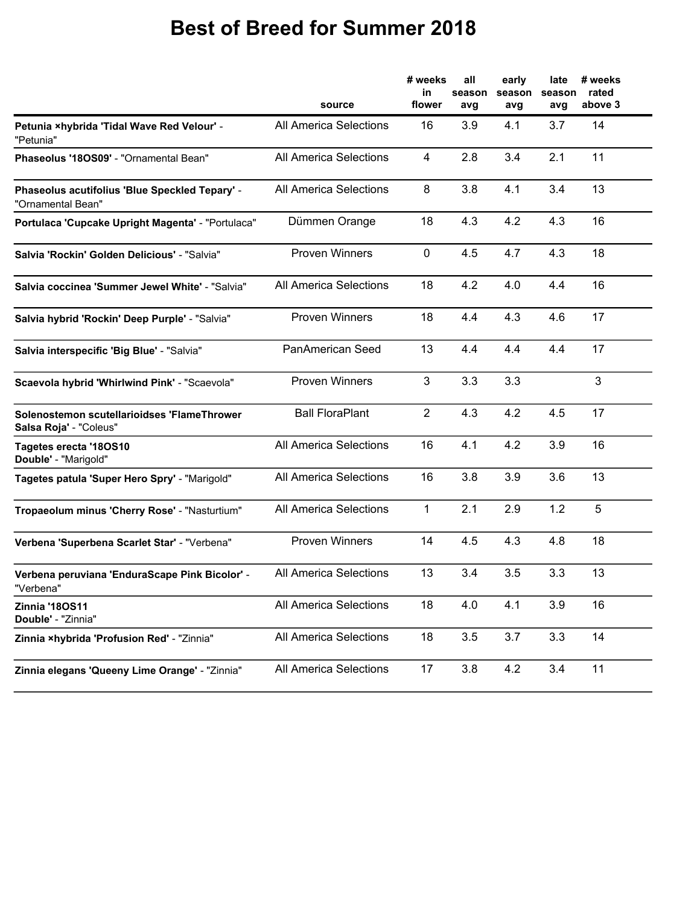# Best of Breed for Summer 2018

| | source | # weeks in flower | all season avg | early season avg | late season avg | # weeks rated above 3 |
|---|---|---|---|---|---|---|
| **Petunia ×hybrida 'Tidal Wave Red Velour'** - "Petunia" | All America Selections | 16 | 3.9 | 4.1 | 3.7 | 14 |
| **Phaseolus '18OS09'** - "Ornamental Bean" | All America Selections | 4 | 2.8 | 3.4 | 2.1 | 11 |
| **Phaseolus acutifolius 'Blue Speckled Tepary'** - "Ornamental Bean" | All America Selections | 8 | 3.8 | 4.1 | 3.4 | 13 |
| **Portulaca 'Cupcake Upright Magenta'** - "Portulaca" | Dümmen Orange | 18 | 4.3 | 4.2 | 4.3 | 16 |
| **Salvia 'Rockin' Golden Delicious'** - "Salvia" | Proven Winners | 0 | 4.5 | 4.7 | 4.3 | 18 |
| **Salvia coccinea 'Summer Jewel White'** - "Salvia" | All America Selections | 18 | 4.2 | 4.0 | 4.4 | 16 |
| **Salvia hybrid 'Rockin' Deep Purple'** - "Salvia" | Proven Winners | 18 | 4.4 | 4.3 | 4.6 | 17 |
| **Salvia interspecific 'Big Blue'** - "Salvia" | PanAmerican Seed | 13 | 4.4 | 4.4 | 4.4 | 17 |
| **Scaevola hybrid 'Whirlwind Pink'** - "Scaevola" | Proven Winners | 3 | 3.3 | 3.3 | | 3 |
| **Solenostemon scutellarioidses 'FlameThrower Salsa Roja'** - "Coleus" | Ball FloraPlant | 2 | 4.3 | 4.2 | 4.5 | 17 |
| **Tagetes erecta '18OS10 Double'** - "Marigold" | All America Selections | 16 | 4.1 | 4.2 | 3.9 | 16 |
| **Tagetes patula 'Super Hero Spry'** - "Marigold" | All America Selections | 16 | 3.8 | 3.9 | 3.6 | 13 |
| **Tropaeolum minus 'Cherry Rose'** - "Nasturtium" | All America Selections | 1 | 2.1 | 2.9 | 1.2 | 5 |
| **Verbena 'Superbena Scarlet Star'** - "Verbena" | Proven Winners | 14 | 4.5 | 4.3 | 4.8 | 18 |
| **Verbena peruviana 'EnduraScape Pink Bicolor'** - "Verbena" | All America Selections | 13 | 3.4 | 3.5 | 3.3 | 13 |
| **Zinnia '18OS11 Double'** - "Zinnia" | All America Selections | 18 | 4.0 | 4.1 | 3.9 | 16 |
| **Zinnia ×hybrida 'Profusion Red'** - "Zinnia" | All America Selections | 18 | 3.5 | 3.7 | 3.3 | 14 |
| **Zinnia elegans 'Queeny Lime Orange'** - "Zinnia" | All America Selections | 17 | 3.8 | 4.2 | 3.4 | 11 |